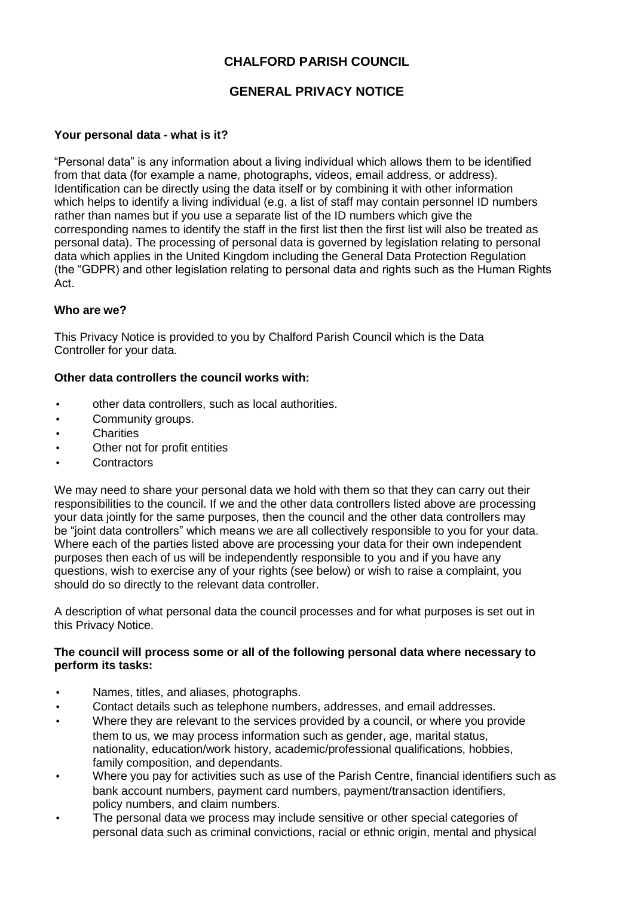# CHALFORD PARISH COUNCIL

## GENERAL PRIVACY NOTICE

**Your personal data - what is it?**

"Personal data" is any information about a living individual which allows them to be identified from that data (for example a name, photographs, videos, email address, or address). Identification can be directly using the data itself or by combining it with other information which helps to identify a living individual (e.g. a list of staff may contain personnel ID numbers rather than names but if you use a separate list of the ID numbers which give the corresponding names to identify the staff in the first list then the first list will also be treated as personal data). The processing of personal data is governed by legislation relating to personal data which applies in the United Kingdom including the General Data Protection Regulation (the "GDPR) and other legislation relating to personal data and rights such as the Human Rights Act.

**Who are we?**

This Privacy Notice is provided to you by Chalford Parish Council which is the Data Controller for your data.

**Other data controllers the council works with:**

- other data controllers, such as local authorities.
- Community groups.
- Charities
- Other not for profit entities
- Contractors

We may need to share your personal data we hold with them so that they can carry out their responsibilities to the council. If we and the other data controllers listed above are processing your data jointly for the same purposes, then the council and the other data controllers may be "joint data controllers" which means we are all collectively responsible to you for your data. Where each of the parties listed above are processing your data for their own independent purposes then each of us will be independently responsible to you and if you have any questions, wish to exercise any of your rights (see below) or wish to raise a complaint, you should do so directly to the relevant data controller.

A description of what personal data the council processes and for what purposes is set out in this Privacy Notice.

**The council will process some or all of the following personal data where necessary to perform its tasks:**

- Names, titles, and aliases, photographs.
- Contact details such as telephone numbers, addresses, and email addresses.
- Where they are relevant to the services provided by a council, or where you provide them to us, we may process information such as gender, age, marital status, nationality, education/work history, academic/professional qualifications, hobbies, family composition, and dependants.
- Where you pay for activities such as use of the Parish Centre, financial identifiers such as bank account numbers, payment card numbers, payment/transaction identifiers, policy numbers, and claim numbers.
- The personal data we process may include sensitive or other special categories of personal data such as criminal convictions, racial or ethnic origin, mental and physical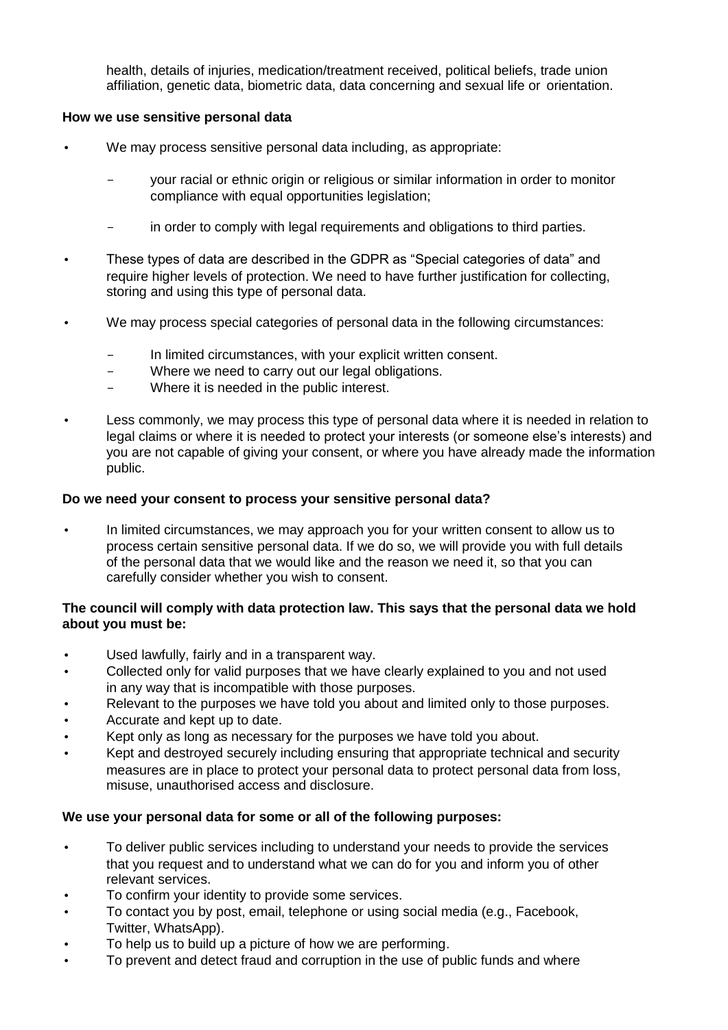health, details of injuries, medication/treatment received, political beliefs, trade union affiliation, genetic data, biometric data, data concerning and sexual life or orientation.

**How we use sensitive personal data**

- We may process sensitive personal data including, as appropriate:
  - your racial or ethnic origin or religious or similar information in order to monitor compliance with equal opportunities legislation;
  - in order to comply with legal requirements and obligations to third parties.
- These types of data are described in the GDPR as "Special categories of data" and require higher levels of protection. We need to have further justification for collecting, storing and using this type of personal data.
- We may process special categories of personal data in the following circumstances:
  - In limited circumstances, with your explicit written consent.
  - Where we need to carry out our legal obligations.
  - Where it is needed in the public interest.
- Less commonly, we may process this type of personal data where it is needed in relation to legal claims or where it is needed to protect your interests (or someone else's interests) and you are not capable of giving your consent, or where you have already made the information public.

**Do we need your consent to process your sensitive personal data?**

- In limited circumstances, we may approach you for your written consent to allow us to process certain sensitive personal data. If we do so, we will provide you with full details of the personal data that we would like and the reason we need it, so that you can carefully consider whether you wish to consent.

**The council will comply with data protection law. This says that the personal data we hold about you must be:**

- Used lawfully, fairly and in a transparent way.
- Collected only for valid purposes that we have clearly explained to you and not used in any way that is incompatible with those purposes.
- Relevant to the purposes we have told you about and limited only to those purposes.
- Accurate and kept up to date.
- Kept only as long as necessary for the purposes we have told you about.
- Kept and destroyed securely including ensuring that appropriate technical and security measures are in place to protect your personal data to protect personal data from loss, misuse, unauthorised access and disclosure.

**We use your personal data for some or all of the following purposes:**

- To deliver public services including to understand your needs to provide the services that you request and to understand what we can do for you and inform you of other relevant services.
- To confirm your identity to provide some services.
- To contact you by post, email, telephone or using social media (e.g., Facebook, Twitter, WhatsApp).
- To help us to build up a picture of how we are performing.
- To prevent and detect fraud and corruption in the use of public funds and where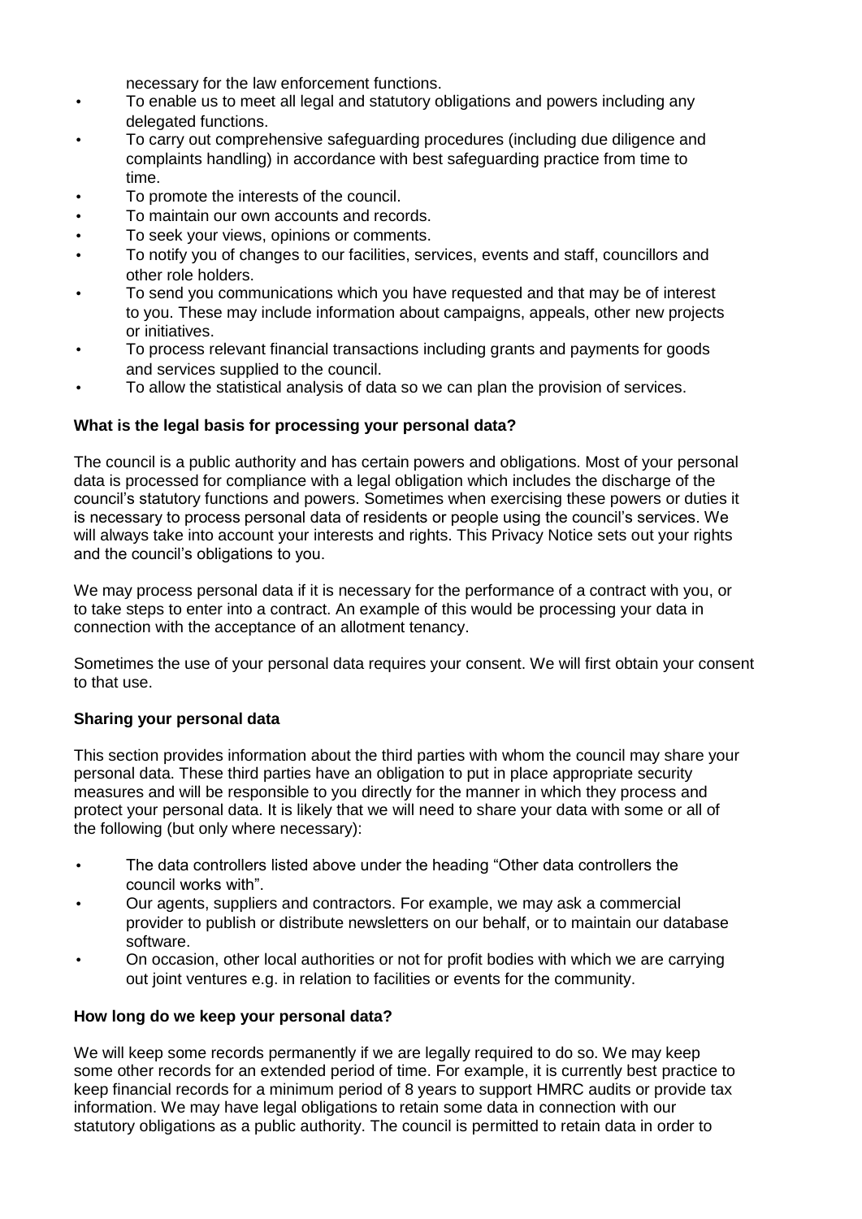necessary for the law enforcement functions.

- To enable us to meet all legal and statutory obligations and powers including any delegated functions.
- To carry out comprehensive safeguarding procedures (including due diligence and complaints handling) in accordance with best safeguarding practice from time to time.
- To promote the interests of the council.
- To maintain our own accounts and records.
- To seek your views, opinions or comments.
- To notify you of changes to our facilities, services, events and staff, councillors and other role holders.
- To send you communications which you have requested and that may be of interest to you. These may include information about campaigns, appeals, other new projects or initiatives.
- To process relevant financial transactions including grants and payments for goods and services supplied to the council.
- To allow the statistical analysis of data so we can plan the provision of services.

**What is the legal basis for processing your personal data?**

The council is a public authority and has certain powers and obligations. Most of your personal data is processed for compliance with a legal obligation which includes the discharge of the council's statutory functions and powers. Sometimes when exercising these powers or duties it is necessary to process personal data of residents or people using the council's services. We will always take into account your interests and rights. This Privacy Notice sets out your rights and the council's obligations to you.

We may process personal data if it is necessary for the performance of a contract with you, or to take steps to enter into a contract. An example of this would be processing your data in connection with the acceptance of an allotment tenancy.

Sometimes the use of your personal data requires your consent. We will first obtain your consent to that use.

**Sharing your personal data**

This section provides information about the third parties with whom the council may share your personal data. These third parties have an obligation to put in place appropriate security measures and will be responsible to you directly for the manner in which they process and protect your personal data. It is likely that we will need to share your data with some or all of the following (but only where necessary):

- The data controllers listed above under the heading "Other data controllers the council works with".
- Our agents, suppliers and contractors. For example, we may ask a commercial provider to publish or distribute newsletters on our behalf, or to maintain our database software.
- On occasion, other local authorities or not for profit bodies with which we are carrying out joint ventures e.g. in relation to facilities or events for the community.

**How long do we keep your personal data?**

We will keep some records permanently if we are legally required to do so. We may keep some other records for an extended period of time. For example, it is currently best practice to keep financial records for a minimum period of 8 years to support HMRC audits or provide tax information. We may have legal obligations to retain some data in connection with our statutory obligations as a public authority. The council is permitted to retain data in order to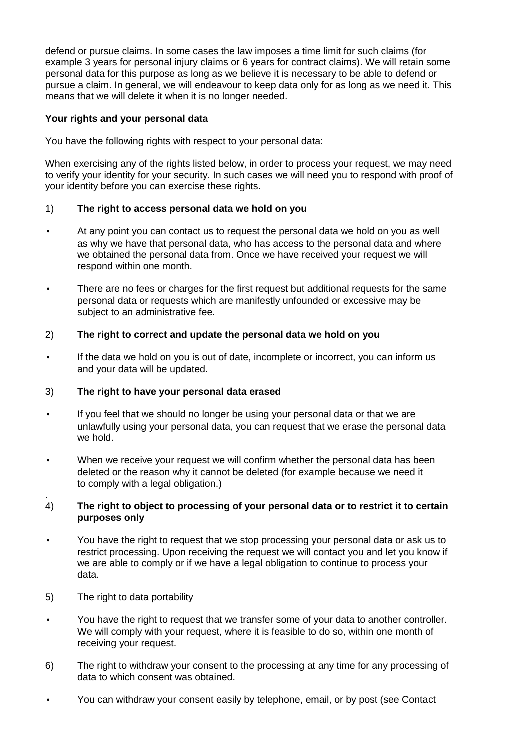defend or pursue claims. In some cases the law imposes a time limit for such claims (for example 3 years for personal injury claims or 6 years for contract claims). We will retain some personal data for this purpose as long as we believe it is necessary to be able to defend or pursue a claim. In general, we will endeavour to keep data only for as long as we need it. This means that we will delete it when it is no longer needed.

**Your rights and your personal data**

You have the following rights with respect to your personal data:

When exercising any of the rights listed below, in order to process your request, we may need to verify your identity for your security. In such cases we will need you to respond with proof of your identity before you can exercise these rights.

1) **The right to access personal data we hold on you**

- At any point you can contact us to request the personal data we hold on you as well as why we have that personal data, who has access to the personal data and where we obtained the personal data from. Once we have received your request we will respond within one month.
- There are no fees or charges for the first request but additional requests for the same personal data or requests which are manifestly unfounded or excessive may be subject to an administrative fee.

2) **The right to correct and update the personal data we hold on you**

- If the data we hold on you is out of date, incomplete or incorrect, you can inform us and your data will be updated.

3) **The right to have your personal data erased**

- If you feel that we should no longer be using your personal data or that we are unlawfully using your personal data, you can request that we erase the personal data we hold.
- When we receive your request we will confirm whether the personal data has been deleted or the reason why it cannot be deleted (for example because we need it to comply with a legal obligation.)

4) **The right to object to processing of your personal data or to restrict it to certain purposes only**

- You have the right to request that we stop processing your personal data or ask us to restrict processing. Upon receiving the request we will contact you and let you know if we are able to comply or if we have a legal obligation to continue to process your data.

5) The right to data portability

- You have the right to request that we transfer some of your data to another controller. We will comply with your request, where it is feasible to do so, within one month of receiving your request.

6) The right to withdraw your consent to the processing at any time for any processing of data to which consent was obtained.

- You can withdraw your consent easily by telephone, email, or by post (see Contact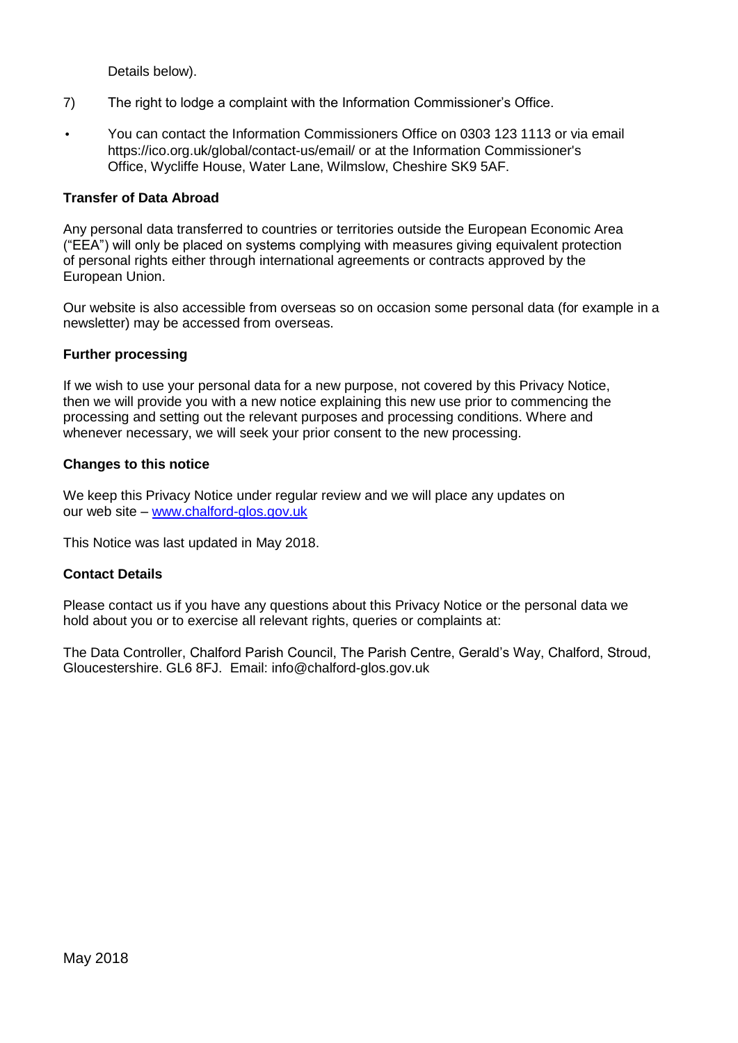Details below).

7) The right to lodge a complaint with the Information Commissioner's Office.

- You can contact the Information Commissioners Office on 0303 123 1113 or via email https://ico.org.uk/global/contact-us/email/ or at the Information Commissioner's Office, Wycliffe House, Water Lane, Wilmslow, Cheshire SK9 5AF.

**Transfer of Data Abroad**

Any personal data transferred to countries or territories outside the European Economic Area ("EEA") will only be placed on systems complying with measures giving equivalent protection of personal rights either through international agreements or contracts approved by the European Union.

Our website is also accessible from overseas so on occasion some personal data (for example in a newsletter) may be accessed from overseas.

**Further processing**

If we wish to use your personal data for a new purpose, not covered by this Privacy Notice, then we will provide you with a new notice explaining this new use prior to commencing the processing and setting out the relevant purposes and processing conditions. Where and whenever necessary, we will seek your prior consent to the new processing.

**Changes to this notice**

We keep this Privacy Notice under regular review and we will place any updates on our web site – [www.chalford-glos.gov.uk](http://www.chalford-glos.gov.uk)

This Notice was last updated in May 2018.

**Contact Details**

Please contact us if you have any questions about this Privacy Notice or the personal data we hold about you or to exercise all relevant rights, queries or complaints at:

The Data Controller, Chalford Parish Council, The Parish Centre, Gerald's Way, Chalford, Stroud, Gloucestershire. GL6 8FJ. Email: info@chalford-glos.gov.uk

May 2018